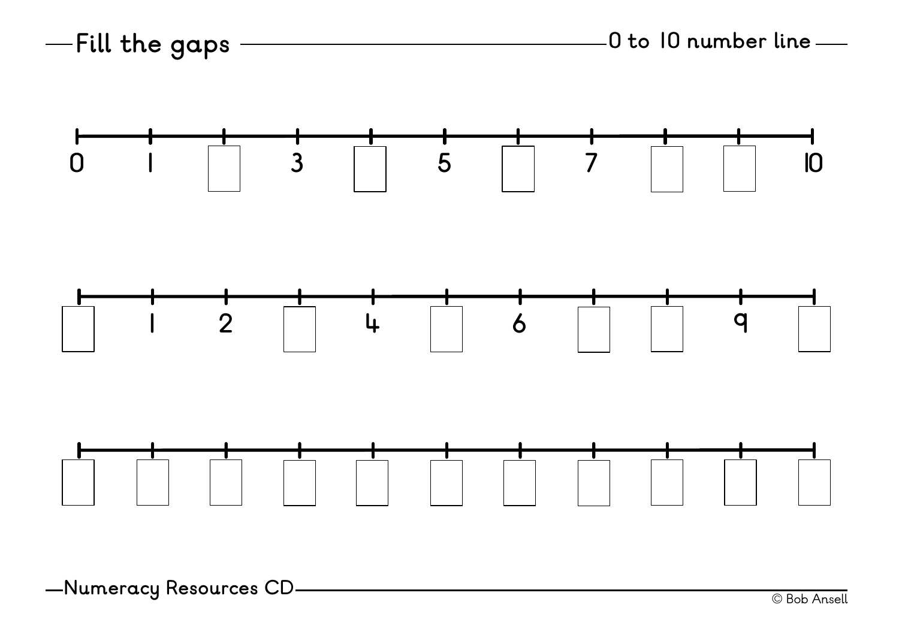# Fill the gaps

## 0 to 10 number line

| 0 | 1 | ☐ | 3 | ☐ | 5 | ☐ | 7 | ☐ | ☐ | 10 |
|---|---|---|---|---|---|---|---|---|---|---|

| ☐ | 1 | 2 | ☐ | 4 | ☐ | 6 | ☐ | ☐ | 9 | ☐ |
|---|---|---|---|---|---|---|---|---|---|---|

| ☐ | ☐ | ☐ | ☐ | ☐ | ☐ | ☐ | ☐ | ☐ | ☐ | ☐ |
|---|---|---|---|---|---|---|---|---|---|---|

Numeracy Resources CD

© Bob Ansell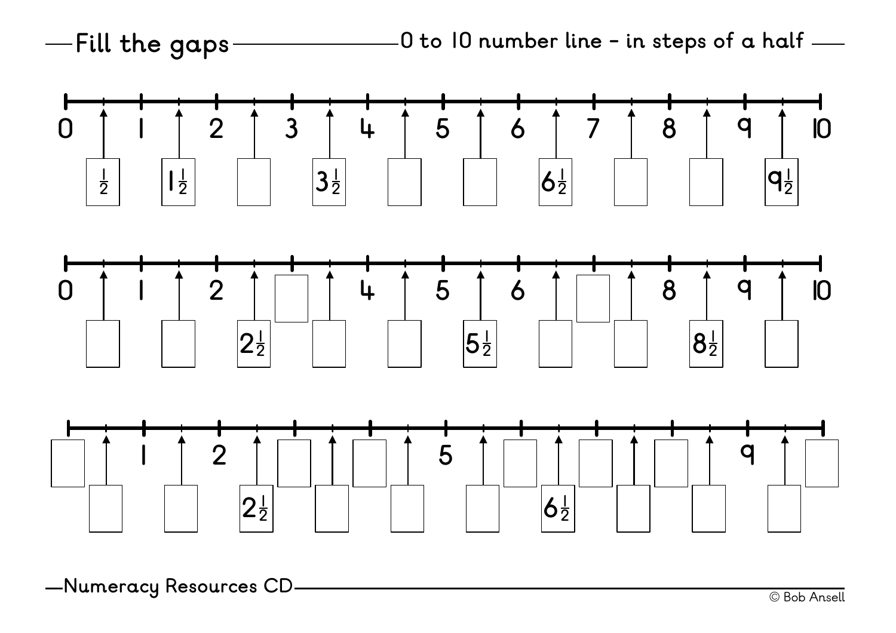# Fill the gaps

## 0 to 10 number line - in steps of a half

**Number line 1**

Whole numbers marked: 0, 1, 2, 3, 4, 5, 6, 7, 8, 9, 10

Half-step boxes: $\frac{1}{2}$, $1\frac{1}{2}$, [ ], $3\frac{1}{2}$, [ ], [ ], $6\frac{1}{2}$, [ ], [ ], $9\frac{1}{2}$

**Number line 2**

Whole numbers marked: 0, 1, 2, [ ], 4, 5, 6, [ ], 8, 9, 10

Half-step boxes: [ ], [ ], $2\frac{1}{2}$, [ ], [ ], $5\frac{1}{2}$, [ ], [ ], $8\frac{1}{2}$, [ ]

**Number line 3**

Whole numbers marked: [ ], 1, 2, [ ], [ ], 5, [ ], [ ], [ ], 9, [ ]

Half-step boxes: [ ], [ ], $2\frac{1}{2}$, [ ], [ ], [ ], $6\frac{1}{2}$, [ ], [ ], [ ]

Numeracy Resources CD

© Bob Ansell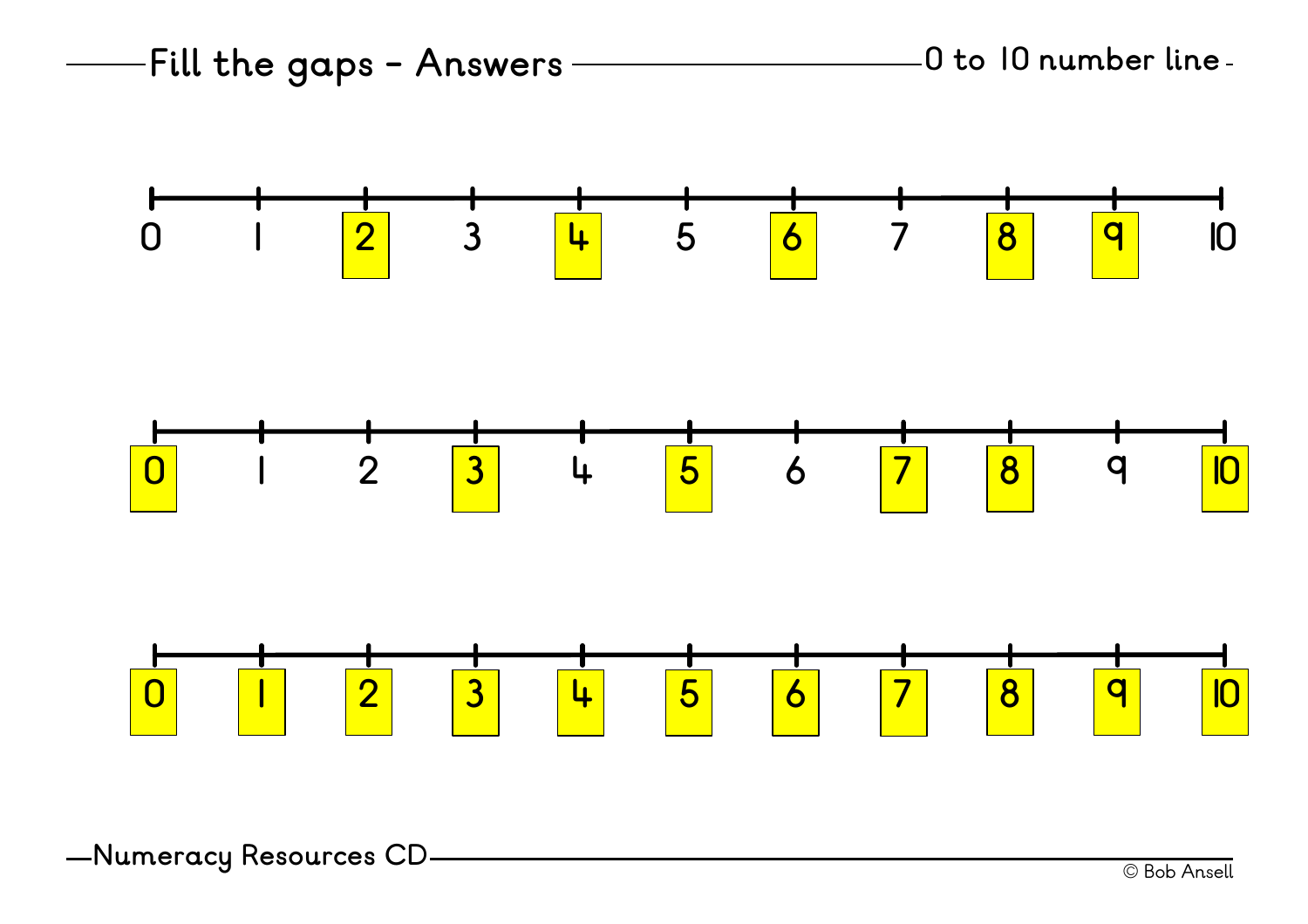# Fill the gaps - Answers

0 to 10 number line

0 1 **2** 3 **4** 5 **6** 7 **8** **9** 10

**0** 1 2 **3** 4 **5** 6 **7** **8** 9 **10**

**0** **1** **2** **3** **4** **5** **6** **7** **8** **9** **10**

Numeracy Resources CD

© Bob Ansell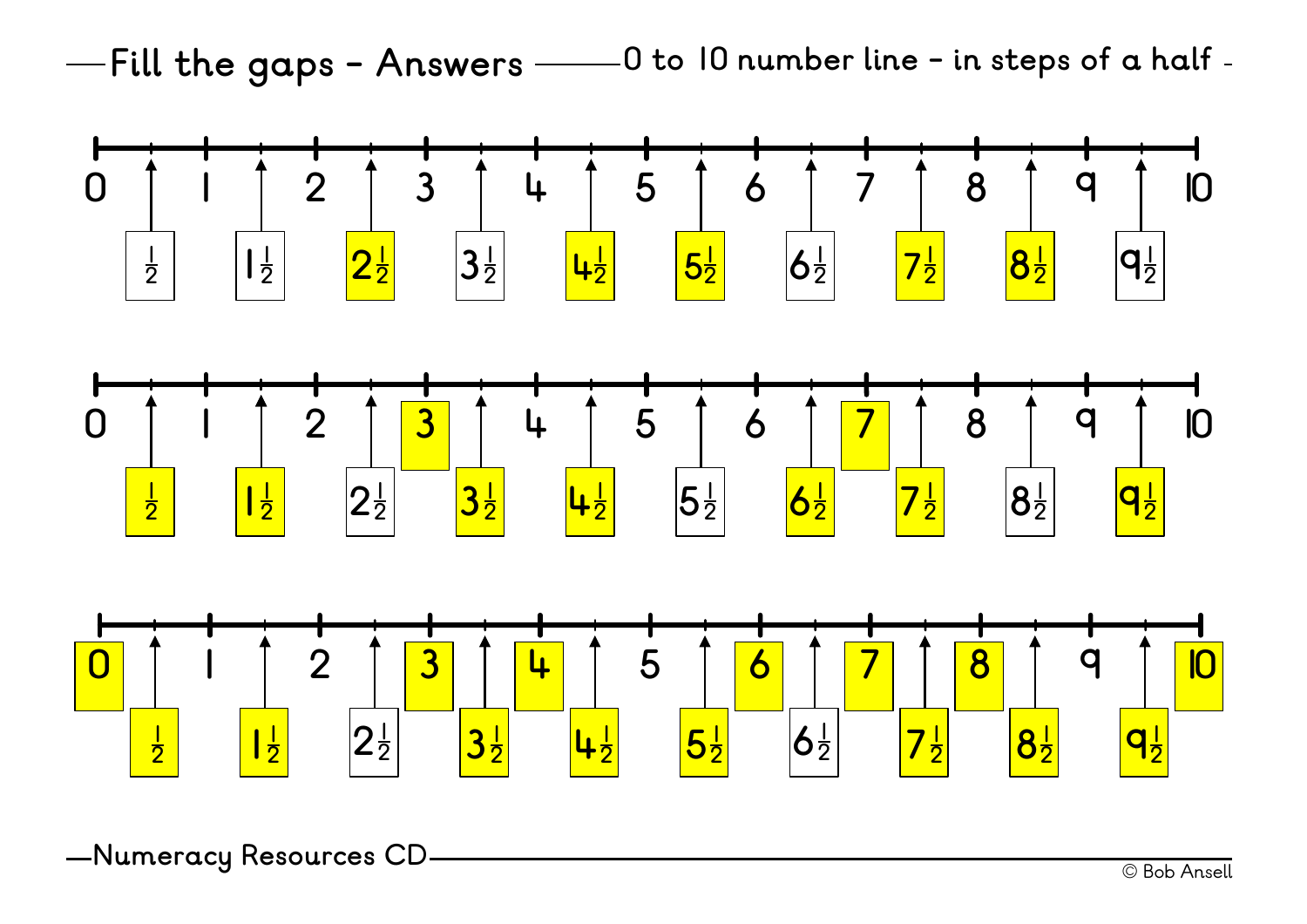## Fill the gaps - Answers

0 to 10 number line - in steps of a half

0 1 2 3 4 5 6 7 8 9 10

$\frac{1}{2}$ $1\frac{1}{2}$ $2\frac{1}{2}$ $3\frac{1}{2}$ $4\frac{1}{2}$ $5\frac{1}{2}$ $6\frac{1}{2}$ $7\frac{1}{2}$ $8\frac{1}{2}$ $9\frac{1}{2}$

0 1 2 3 4 5 6 7 8 9 10

$\frac{1}{2}$ $1\frac{1}{2}$ $2\frac{1}{2}$ $3\frac{1}{2}$ $4\frac{1}{2}$ $5\frac{1}{2}$ $6\frac{1}{2}$ $7\frac{1}{2}$ $8\frac{1}{2}$ $9\frac{1}{2}$

0 1 2 3 4 5 6 7 8 9 10

$\frac{1}{2}$ $1\frac{1}{2}$ $2\frac{1}{2}$ $3\frac{1}{2}$ $4\frac{1}{2}$ $5\frac{1}{2}$ $6\frac{1}{2}$ $7\frac{1}{2}$ $8\frac{1}{2}$ $9\frac{1}{2}$

Numeracy Resources CD

© Bob Ansell